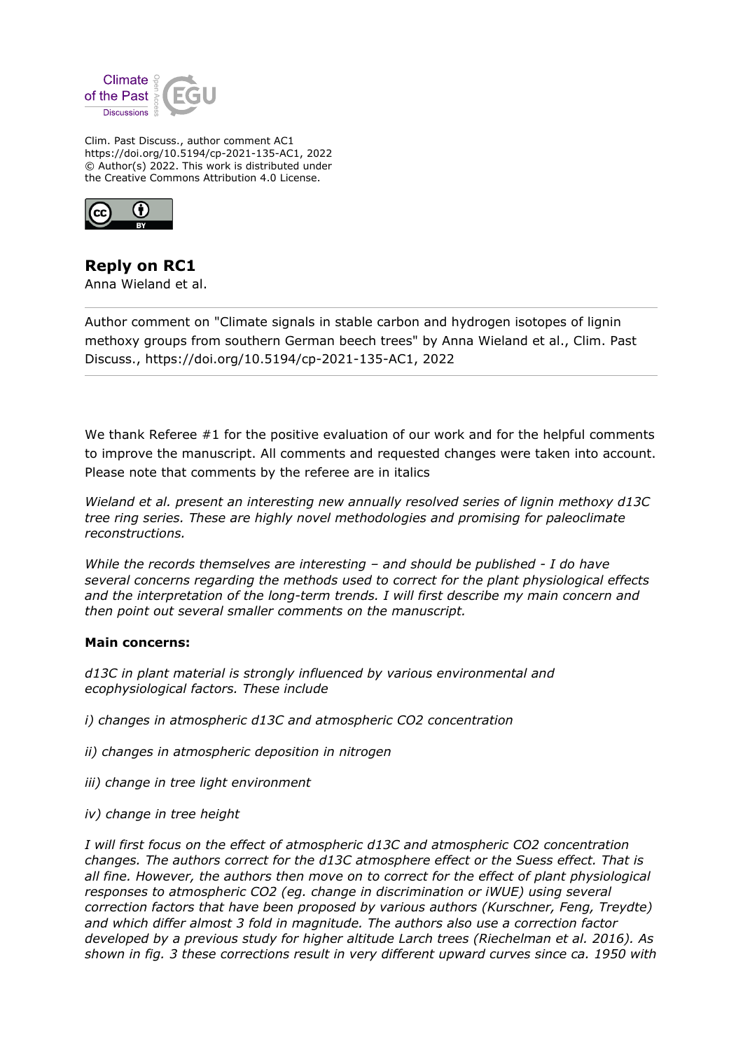Clim. Past Discuss., author comment AC1
https://doi.org/10.5194/cp-2021-135-AC1, 2022
© Author(s) 2022. This work is distributed under
the Creative Commons Attribution 4.0 License.

## Reply on RC1

Anna Wieland et al.

Author comment on "Climate signals in stable carbon and hydrogen isotopes of lignin methoxy groups from southern German beech trees" by Anna Wieland et al., Clim. Past Discuss., https://doi.org/10.5194/cp-2021-135-AC1, 2022

---

We thank Referee #1 for the positive evaluation of our work and for the helpful comments to improve the manuscript. All comments and requested changes were taken into account. Please note that comments by the referee are in italics

*Wieland et al. present an interesting new annually resolved series of lignin methoxy d13C tree ring series. These are highly novel methodologies and promising for paleoclimate reconstructions.*

*While the records themselves are interesting – and should be published - I do have several concerns regarding the methods used to correct for the plant physiological effects and the interpretation of the long-term trends. I will first describe my main concern and then point out several smaller comments on the manuscript.*

**Main concerns:**

*d13C in plant material is strongly influenced by various environmental and ecophysiological factors. These include*

*i) changes in atmospheric d13C and atmospheric CO2 concentration*

*ii) changes in atmospheric deposition in nitrogen*

*iii) change in tree light environment*

*iv) change in tree height*

*I will first focus on the effect of atmospheric d13C and atmospheric CO2 concentration changes. The authors correct for the d13C atmosphere effect or the Suess effect. That is all fine. However, the authors then move on to correct for the effect of plant physiological responses to atmospheric CO2 (eg. change in discrimination or iWUE) using several correction factors that have been proposed by various authors (Kurschner, Feng, Treydte) and which differ almost 3 fold in magnitude. The authors also use a correction factor developed by a previous study for higher altitude Larch trees (Riechelman et al. 2016). As shown in fig. 3 these corrections result in very different upward curves since ca. 1950 with*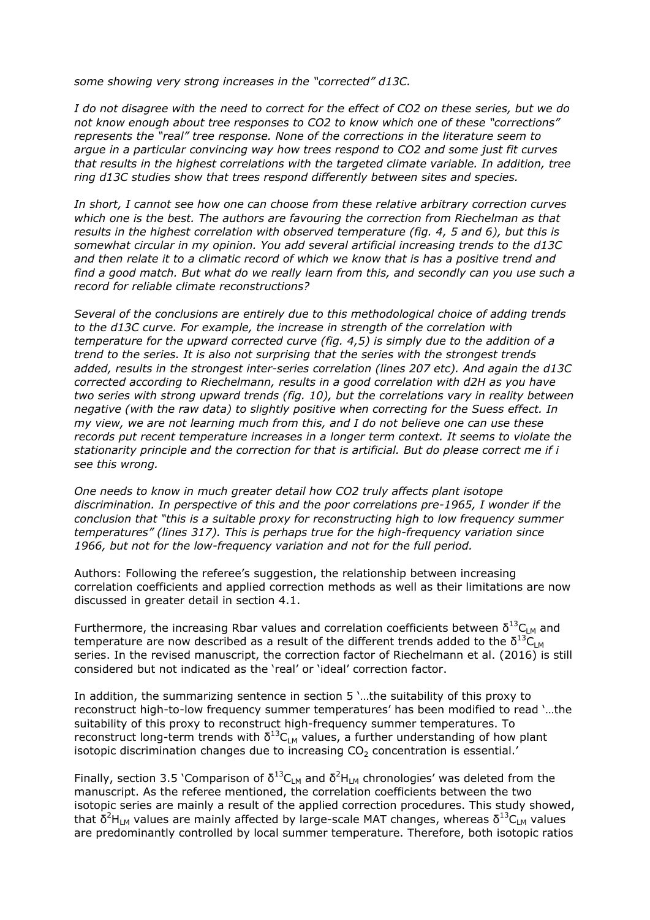*some showing very strong increases in the "corrected" d13C.*

*I do not disagree with the need to correct for the effect of CO2 on these series, but we do not know enough about tree responses to CO2 to know which one of these "corrections" represents the "real" tree response. None of the corrections in the literature seem to argue in a particular convincing way how trees respond to CO2 and some just fit curves that results in the highest correlations with the targeted climate variable. In addition, tree ring d13C studies show that trees respond differently between sites and species.*

*In short, I cannot see how one can choose from these relative arbitrary correction curves which one is the best. The authors are favouring the correction from Riechelman as that results in the highest correlation with observed temperature (fig. 4, 5 and 6), but this is somewhat circular in my opinion. You add several artificial increasing trends to the d13C and then relate it to a climatic record of which we know that is has a positive trend and find a good match. But what do we really learn from this, and secondly can you use such a record for reliable climate reconstructions?*

*Several of the conclusions are entirely due to this methodological choice of adding trends to the d13C curve. For example, the increase in strength of the correlation with temperature for the upward corrected curve (fig. 4,5) is simply due to the addition of a trend to the series. It is also not surprising that the series with the strongest trends added, results in the strongest inter-series correlation (lines 207 etc). And again the d13C corrected according to Riechelmann, results in a good correlation with d2H as you have two series with strong upward trends (fig. 10), but the correlations vary in reality between negative (with the raw data) to slightly positive when correcting for the Suess effect. In my view, we are not learning much from this, and I do not believe one can use these records put recent temperature increases in a longer term context. It seems to violate the stationarity principle and the correction for that is artificial. But do please correct me if i see this wrong.*

*One needs to know in much greater detail how CO2 truly affects plant isotope discrimination. In perspective of this and the poor correlations pre-1965, I wonder if the conclusion that "this is a suitable proxy for reconstructing high to low frequency summer temperatures" (lines 317). This is perhaps true for the high-frequency variation since 1966, but not for the low-frequency variation and not for the full period.*

Authors: Following the referee's suggestion, the relationship between increasing correlation coefficients and applied correction methods as well as their limitations are now discussed in greater detail in section 4.1.

Furthermore, the increasing Rbar values and correlation coefficients between $\delta^{13}C_{LM}$ and temperature are now described as a result of the different trends added to the $\delta^{13}C_{LM}$ series. In the revised manuscript, the correction factor of Riechelmann et al. (2016) is still considered but not indicated as the 'real' or 'ideal' correction factor.

In addition, the summarizing sentence in section 5 '…the suitability of this proxy to reconstruct high-to-low frequency summer temperatures' has been modified to read '…the suitability of this proxy to reconstruct high-frequency summer temperatures. To reconstruct long-term trends with $\delta^{13}C_{LM}$ values, a further understanding of how plant isotopic discrimination changes due to increasing $CO_2$ concentration is essential.'

Finally, section 3.5 'Comparison of $\delta^{13}C_{LM}$ and $\delta^{2}H_{LM}$ chronologies' was deleted from the manuscript. As the referee mentioned, the correlation coefficients between the two isotopic series are mainly a result of the applied correction procedures. This study showed, that $\delta^{2}H_{LM}$ values are mainly affected by large-scale MAT changes, whereas $\delta^{13}C_{LM}$ values are predominantly controlled by local summer temperature. Therefore, both isotopic ratios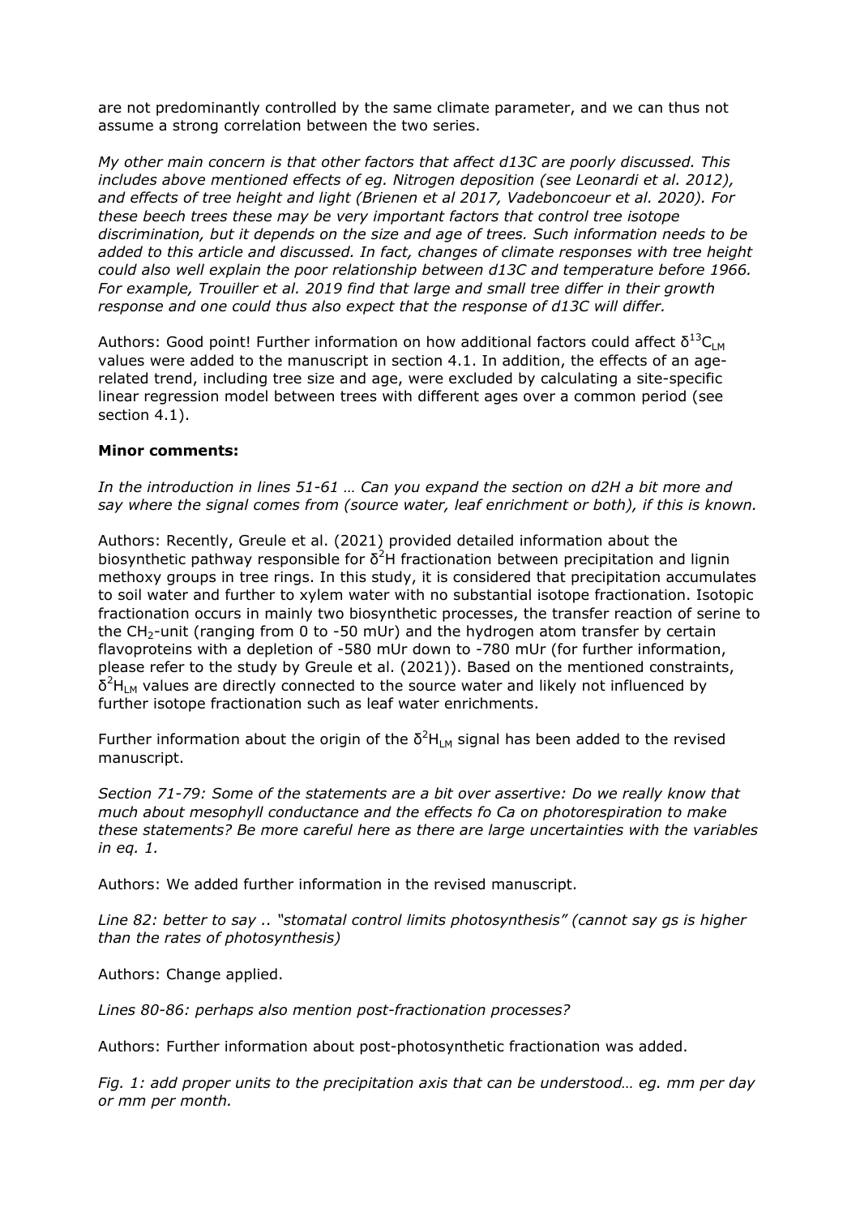are not predominantly controlled by the same climate parameter, and we can thus not assume a strong correlation between the two series.

*My other main concern is that other factors that affect d13C are poorly discussed. This includes above mentioned effects of eg. Nitrogen deposition (see Leonardi et al. 2012), and effects of tree height and light (Brienen et al 2017, Vadeboncoeur et al. 2020). For these beech trees these may be very important factors that control tree isotope discrimination, but it depends on the size and age of trees. Such information needs to be added to this article and discussed. In fact, changes of climate responses with tree height could also well explain the poor relationship between d13C and temperature before 1966. For example, Trouiller et al. 2019 find that large and small tree differ in their growth response and one could thus also expect that the response of d13C will differ.*

Authors: Good point! Further information on how additional factors could affect $\delta^{13}C_{LM}$ values were added to the manuscript in section 4.1. In addition, the effects of an age-related trend, including tree size and age, were excluded by calculating a site-specific linear regression model between trees with different ages over a common period (see section 4.1).

**Minor comments:**

*In the introduction in lines 51-61 … Can you expand the section on d2H a bit more and say where the signal comes from (source water, leaf enrichment or both), if this is known.*

Authors: Recently, Greule et al. (2021) provided detailed information about the biosynthetic pathway responsible for $\delta^2H$ fractionation between precipitation and lignin methoxy groups in tree rings. In this study, it is considered that precipitation accumulates to soil water and further to xylem water with no substantial isotope fractionation. Isotopic fractionation occurs in mainly two biosynthetic processes, the transfer reaction of serine to the $CH_2$-unit (ranging from 0 to -50 mUr) and the hydrogen atom transfer by certain flavoproteins with a depletion of -580 mUr down to -780 mUr (for further information, please refer to the study by Greule et al. (2021)). Based on the mentioned constraints, $\delta^2H_{LM}$ values are directly connected to the source water and likely not influenced by further isotope fractionation such as leaf water enrichments.

Further information about the origin of the $\delta^2H_{LM}$ signal has been added to the revised manuscript.

*Section 71-79: Some of the statements are a bit over assertive: Do we really know that much about mesophyll conductance and the effects fo Ca on photorespiration to make these statements? Be more careful here as there are large uncertainties with the variables in eq. 1.*

Authors: We added further information in the revised manuscript.

*Line 82: better to say .. "stomatal control limits photosynthesis" (cannot say gs is higher than the rates of photosynthesis)*

Authors: Change applied.

*Lines 80-86: perhaps also mention post-fractionation processes?*

Authors: Further information about post-photosynthetic fractionation was added.

*Fig. 1: add proper units to the precipitation axis that can be understood… eg. mm per day or mm per month.*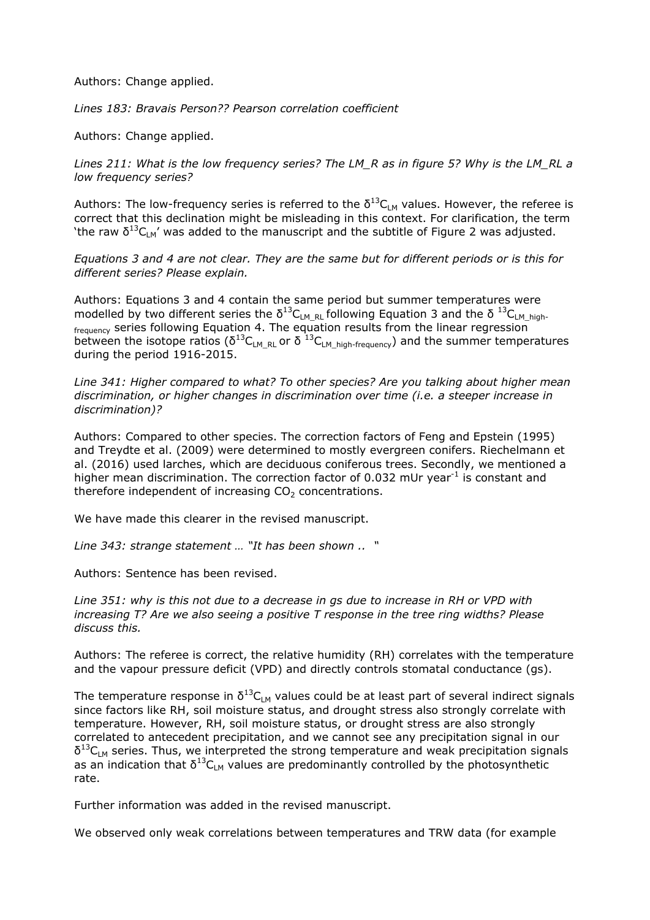Authors: Change applied.

*Lines 183: Bravais Person?? Pearson correlation coefficient*

Authors: Change applied.

*Lines 211: What is the low frequency series? The LM_R as in figure 5? Why is the LM_RL a low frequency series?*

Authors: The low-frequency series is referred to the $\delta^{13}C_{LM}$ values. However, the referee is correct that this declination might be misleading in this context. For clarification, the term 'the raw $\delta^{13}C_{LM}$' was added to the manuscript and the subtitle of Figure 2 was adjusted.

*Equations 3 and 4 are not clear. They are the same but for different periods or is this for different series? Please explain.*

Authors: Equations 3 and 4 contain the same period but summer temperatures were modelled by two different series the $\delta^{13}C_{LM\_RL}$ following Equation 3 and the $\delta^{13}C_{LM\_high\text{-}frequency}$ series following Equation 4. The equation results from the linear regression between the isotope ratios ($\delta^{13}C_{LM\_RL}$ or $\delta^{13}C_{LM\_high\text{-}frequency}$) and the summer temperatures during the period 1916-2015.

*Line 341: Higher compared to what? To other species? Are you talking about higher mean discrimination, or higher changes in discrimination over time (i.e. a steeper increase in discrimination)?*

Authors: Compared to other species. The correction factors of Feng and Epstein (1995) and Treydte et al. (2009) were determined to mostly evergreen conifers. Riechelmann et al. (2016) used larches, which are deciduous coniferous trees. Secondly, we mentioned a higher mean discrimination. The correction factor of 0.032 mUr year$^{-1}$ is constant and therefore independent of increasing $CO_2$ concentrations.

We have made this clearer in the revised manuscript.

*Line 343: strange statement … "It has been shown .. "*

Authors: Sentence has been revised.

*Line 351: why is this not due to a decrease in gs due to increase in RH or VPD with increasing T? Are we also seeing a positive T response in the tree ring widths? Please discuss this.*

Authors: The referee is correct, the relative humidity (RH) correlates with the temperature and the vapour pressure deficit (VPD) and directly controls stomatal conductance (gs).

The temperature response in $\delta^{13}C_{LM}$ values could be at least part of several indirect signals since factors like RH, soil moisture status, and drought stress also strongly correlate with temperature. However, RH, soil moisture status, or drought stress are also strongly correlated to antecedent precipitation, and we cannot see any precipitation signal in our $\delta^{13}C_{LM}$ series. Thus, we interpreted the strong temperature and weak precipitation signals as an indication that $\delta^{13}C_{LM}$ values are predominantly controlled by the photosynthetic rate.

Further information was added in the revised manuscript.

We observed only weak correlations between temperatures and TRW data (for example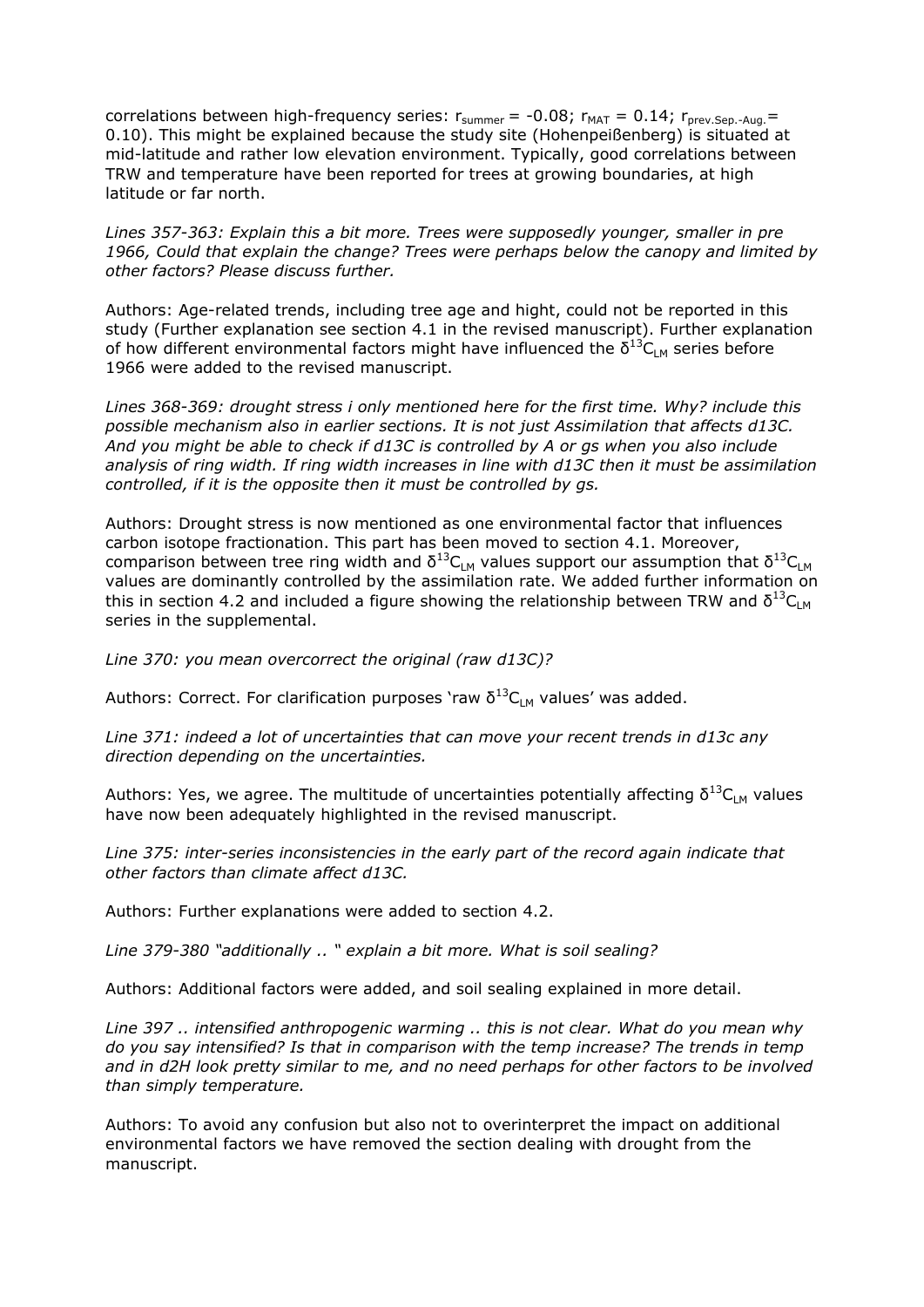correlations between high-frequency series: $r_{summer} = -0.08$; $r_{MAT} = 0.14$; $r_{prev.Sep.-Aug.} = 0.10$). This might be explained because the study site (Hohenpeißenberg) is situated at mid-latitude and rather low elevation environment. Typically, good correlations between TRW and temperature have been reported for trees at growing boundaries, at high latitude or far north.

*Lines 357-363: Explain this a bit more. Trees were supposedly younger, smaller in pre 1966, Could that explain the change? Trees were perhaps below the canopy and limited by other factors? Please discuss further.*

Authors: Age-related trends, including tree age and hight, could not be reported in this study (Further explanation see section 4.1 in the revised manuscript). Further explanation of how different environmental factors might have influenced the $\delta^{13}C_{LM}$ series before 1966 were added to the revised manuscript.

*Lines 368-369: drought stress i only mentioned here for the first time. Why? include this possible mechanism also in earlier sections. It is not just Assimilation that affects d13C. And you might be able to check if d13C is controlled by A or gs when you also include analysis of ring width. If ring width increases in line with d13C then it must be assimilation controlled, if it is the opposite then it must be controlled by gs.*

Authors: Drought stress is now mentioned as one environmental factor that influences carbon isotope fractionation. This part has been moved to section 4.1. Moreover, comparison between tree ring width and $\delta^{13}C_{LM}$ values support our assumption that $\delta^{13}C_{LM}$ values are dominantly controlled by the assimilation rate. We added further information on this in section 4.2 and included a figure showing the relationship between TRW and $\delta^{13}C_{LM}$ series in the supplemental.

*Line 370: you mean overcorrect the original (raw d13C)?*

Authors: Correct. For clarification purposes 'raw $\delta^{13}C_{LM}$ values' was added.

*Line 371: indeed a lot of uncertainties that can move your recent trends in d13c any direction depending on the uncertainties.*

Authors: Yes, we agree. The multitude of uncertainties potentially affecting $\delta^{13}C_{LM}$ values have now been adequately highlighted in the revised manuscript.

*Line 375: inter-series inconsistencies in the early part of the record again indicate that other factors than climate affect d13C.*

Authors: Further explanations were added to section 4.2.

*Line 379-380 "additionally .. " explain a bit more. What is soil sealing?*

Authors: Additional factors were added, and soil sealing explained in more detail.

*Line 397 .. intensified anthropogenic warming .. this is not clear. What do you mean why do you say intensified? Is that in comparison with the temp increase? The trends in temp and in d2H look pretty similar to me, and no need perhaps for other factors to be involved than simply temperature.*

Authors: To avoid any confusion but also not to overinterpret the impact on additional environmental factors we have removed the section dealing with drought from the manuscript.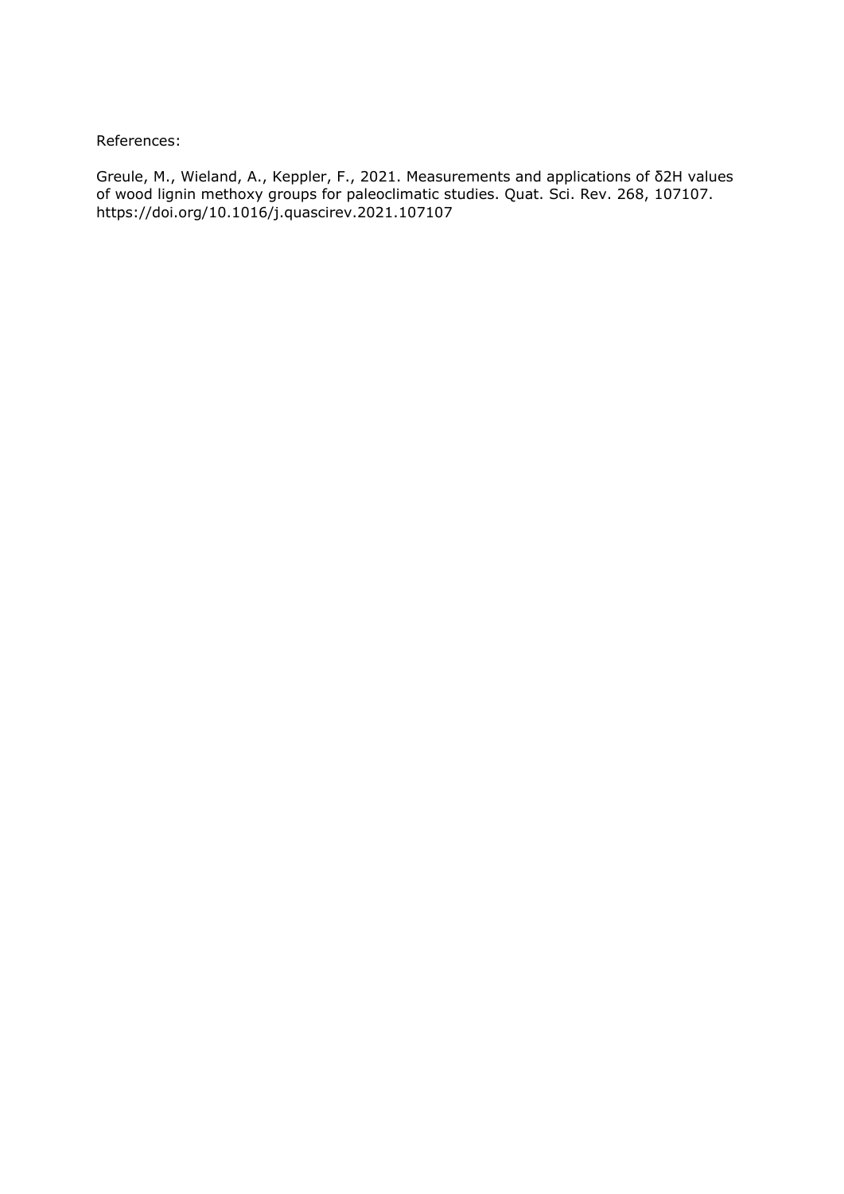References:

Greule, M., Wieland, A., Keppler, F., 2021. Measurements and applications of $\delta^2H$ values of wood lignin methoxy groups for paleoclimatic studies. Quat. Sci. Rev. 268, 107107. https://doi.org/10.1016/j.quascirev.2021.107107